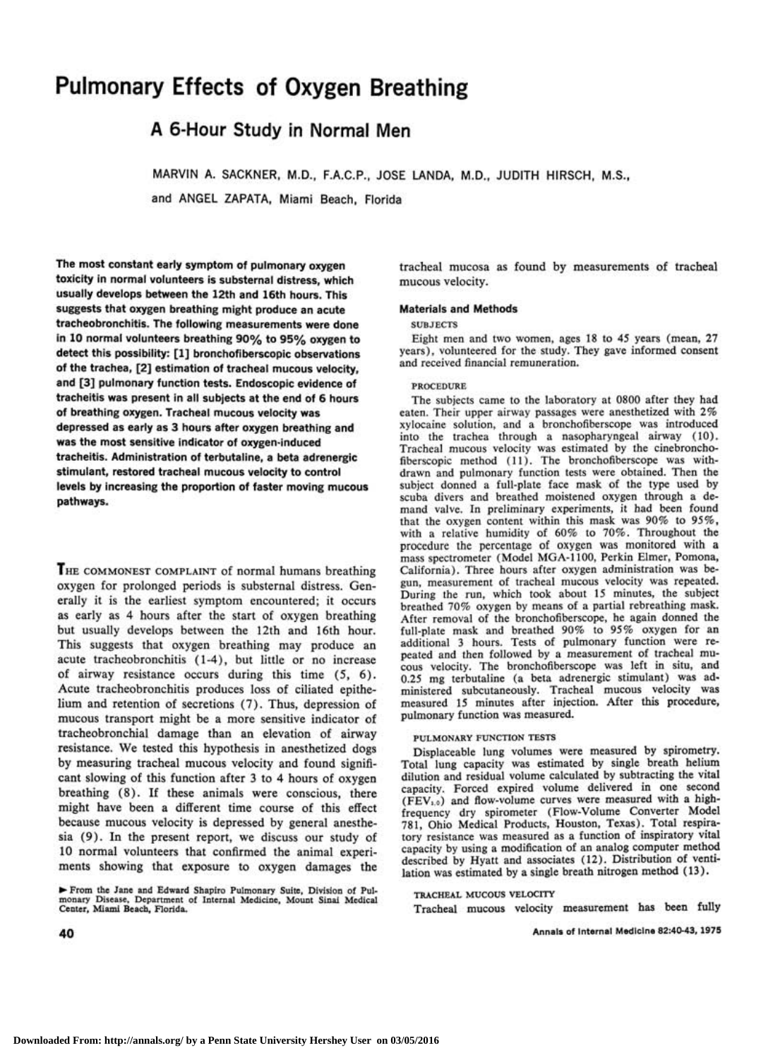# Pulmonary Effects of Oxygen Breathing

## A 6-Hour Study in Normal Men

MARVIN A. SACKNER, M.D., F.A.C.P., JOSE LANDA, M.D., JUDITH HIRSCH, M.S., and ANGEL ZAPATA, Miami Beach, Florida

**The most constant early symptom of pulmonary oxygen toxicity in normal volunteers is substernal distress, which usually develops between the 12th and 16th hours. This suggests that oxygen breathing might produce an acute tracheobronchitis. The following measurements were done in 10 normal volunteers breathing 90% to 95% oxygen to detect this possibility: [1] bronchofiberscopic observations of the trachea, [2] estimation of tracheal mucous velocity, and [3] pulmonary function tests. Endoscopic evidence of tracheitis was present in all subjects at the end of 6 hours of breathing oxygen. Tracheal mucous velocity was depressed as early as 3 hours after oxygen breathing and was the most sensitive indicator of oxygen-induced tracheitis. Administration of terbutaline, a beta adrenergic stimulant, restored tracheal mucous velocity to control levels by increasing the proportion of faster moving mucous pathways.**

THE COMMONEST COMPLAINT of normal humans breathing oxygen for prolonged periods is substernal distress. Generally it is the earliest symptom encountered; it occurs as early as 4 hours after the start of oxygen breathing but usually develops between the 12th and 16th hour. This suggests that oxygen breathing may produce an acute tracheobronchitis (1-4), but little or no increase of airway resistance occurs during this time (5, 6). Acute tracheobronchitis produces loss of ciliated epithelium and retention of secretions (7). Thus, depression of mucous transport might be a more sensitive indicator of tracheobronchial damage than an elevation of airway resistance. We tested this hypothesis in anesthetized dogs by measuring tracheal mucous velocity and found significant slowing of this function after 3 to 4 hours of oxygen breathing (8). If these animals were conscious, there might have been a different time course of this effect because mucous velocity is depressed by general anesthesia (9). In the present report, we discuss our study of 10 normal volunteers that confirmed the animal experiments showing that exposure to oxygen damages the tracheal mucosa as found by measurements of tracheal mucous velocity.

► From the Jane and Edward Shapiro Pulmonary Suite, Division of Pulmonary Disease, Department of Internal Medicine, Mount Sinai Medical Center, Miami Beach, Florida.

### Materials and Methods

#### SUBJECTS

Eight men and two women, ages 18 to 45 years (mean, 27 years), volunteered for the study. They gave informed consent and received financial remuneration.

#### PROCEDURE

The subjects came to the laboratory at 0800 after they had eaten. Their upper airway passages were anesthetized with 2% xylocaine solution, and a bronchofiberscope was introduced into the trachea through a nasopharyngeal airway (10). Tracheal mucous velocity was estimated by the cinebronchofiberscopic method (11). The bronchofiberscope was withdrawn and pulmonary function tests were obtained. Then the subject donned a full-plate face mask of the type used by scuba divers and breathed moistened oxygen through a demand valve. In preliminary experiments, it had been found that the oxygen content within this mask was 90% to 95%, with a relative humidity of 60% to 70%. Throughout the procedure the percentage of oxygen was monitored with a mass spectrometer (Model MGA-1100, Perkin Elmer, Pomona, California). Three hours after oxygen administration was begun, measurement of tracheal mucous velocity was repeated. During the run, which took about 15 minutes, the subject breathed 70% oxygen by means of a partial rebreathing mask. After removal of the bronchofiberscope, he again donned the full-plate mask and breathed 90% to 95% oxygen for an additional 3 hours. Tests of pulmonary function were repeated and then followed by a measurement of tracheal mucous velocity. The bronchofiberscope was left in situ, and 0.25 mg terbutaline (a beta adrenergic stimulant) was administered subcutaneously. Tracheal mucous velocity was measured 15 minutes after injection. After this procedure, pulmonary function was measured.

#### PULMONARY FUNCTION TESTS

Displaceable lung volumes were measured by spirometry. Total lung capacity was estimated by single breath helium dilution and residual volume calculated by subtracting the vital capacity. Forced expired volume delivered in one second ($FEV_{1.0}$) and flow-volume curves were measured with a high-frequency dry spirometer (Flow-Volume Converter Model 781, Ohio Medical Products, Houston, Texas). Total respiratory resistance was measured as a function of inspiratory vital capacity by using a modification of an analog computer method described by Hyatt and associates (12). Distribution of ventilation was estimated by a single breath nitrogen method (13).

#### TRACHEAL MUCOUS VELOCITY

Tracheal mucous velocity measurement has been fully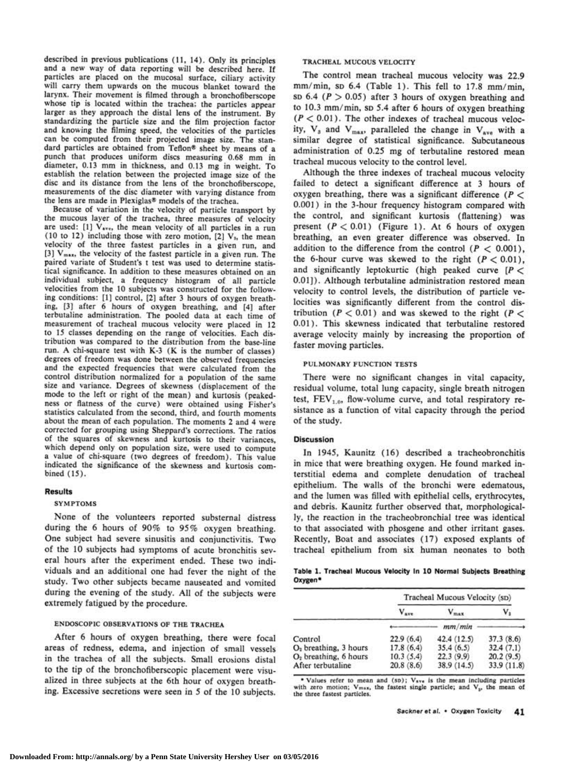described in previous publications (11, 14). Only its principles and a new way of data reporting will be described here. If particles are placed on the mucosal surface, ciliary activity will carry them upwards on the mucous blanket toward the larynx. Their movement is filmed through a bronchofiberscope whose tip is located within the trachea; the particles appear larger as they approach the distal lens of the instrument. By standardizing the particle size and the film projection factor and knowing the filming speed, the velocities of the particles can be computed from their projected image size. The standard particles are obtained from Teflon® sheet by means of a punch that produces uniform discs measuring 0.68 mm in diameter, 0.13 mm in thickness, and 0.13 mg in weight. To establish the relation between the projected image size of the disc and its distance from the lens of the bronchofiberscope, measurements of the disc diameter with varying distance from the lens are made in Plexiglas® models of the trachea.

Because of variation in the velocity of particle transport by the mucous layer of the trachea, three measures of velocity are used: [1] $V_{ave}$, the mean velocity of all particles in a run (10 to 12) including those with zero motion, [2] $V_3$, the mean velocity of the three fastest particles in a given run, and [3] $V_{max}$, the velocity of the fastest particle in a given run. The paired variate of Student's t test was used to determine statistical significance. In addition to these measures obtained on an individual subject, a frequency histogram of all particle velocities from the 10 subjects was constructed for the following conditions: [1] control, [2] after 3 hours of oxygen breathing, [3] after 6 hours of oxygen breathing, and [4] after terbutaline administration. The pooled data at each time of measurement of tracheal mucous velocity were placed in 12 to 15 classes depending on the range of velocities. Each distribution was compared to the distribution from the base-line run. A chi-square test with K-3 (K is the number of classes) degrees of freedom was done between the observed frequencies and the expected frequencies that were calculated from the control distribution normalized for a population of the same size and variance. Degrees of skewness (displacement of the mode to the left or right of the mean) and kurtosis (peakedness or flatness of the curve) were obtained using Fisher's statistics calculated from the second, third, and fourth moments about the mean of each population. The moments 2 and 4 were corrected for grouping using Sheppard's corrections. The ratios of the squares of skewness and kurtosis to their variances, which depend only on population size, were used to compute a value of chi-square (two degrees of freedom). This value indicated the significance of the skewness and kurtosis combined (15).

## Results

### SYMPTOMS

None of the volunteers reported substernal distress during the 6 hours of 90% to 95% oxygen breathing. One subject had severe sinusitis and conjunctivitis. Two of the 10 subjects had symptoms of acute bronchitis several hours after the experiment ended. These two individuals and an additional one had fever the night of the study. Two other subjects became nauseated and vomited during the evening of the study. All of the subjects were extremely fatigued by the procedure.

### ENDOSCOPIC OBSERVATIONS OF THE TRACHEA

After 6 hours of oxygen breathing, there were focal areas of redness, edema, and injection of small vessels in the trachea of all the subjects. Small erosions distal to the tip of the bronchofiberscopic placement were visualized in three subjects at the 6th hour of oxygen breathing. Excessive secretions were seen in 5 of the 10 subjects.

### TRACHEAL MUCOUS VELOCITY

The control mean tracheal mucous velocity was 22.9 mm/min, SD 6.4 (Table 1). This fell to 17.8 mm/min, SD 6.4 ($P > 0.05$) after 3 hours of oxygen breathing and to 10.3 mm/min, SD 5.4 after 6 hours of oxygen breathing ($P < 0.01$). The other indexes of tracheal mucous velocity, $V_3$ and $V_{max}$, paralleled the change in $V_{ave}$ with a similar degree of statistical significance. Subcutaneous administration of 0.25 mg of terbutaline restored mean tracheal mucous velocity to the control level.

Although the three indexes of tracheal mucous velocity failed to detect a significant difference at 3 hours of oxygen breathing, there was a significant difference ($P < 0.001$) in the 3-hour frequency histogram compared with the control, and significant kurtosis (flattening) was present ($P < 0.01$) (Figure 1). At 6 hours of oxygen breathing, an even greater difference was observed. In addition to the difference from the control ($P < 0.001$), the 6-hour curve was skewed to the right ($P < 0.01$), and significantly leptokurtic (high peaked curve [$P < 0.01$]). Although terbutaline administration restored mean velocity to control levels, the distribution of particle velocities was significantly different from the control distribution ($P < 0.01$) and was skewed to the right ($P < 0.01$). This skewness indicated that terbutaline restored average velocity mainly by increasing the proportion of faster moving particles.

### PULMONARY FUNCTION TESTS

There were no significant changes in vital capacity, residual volume, total lung capacity, single breath nitrogen test, $FEV_{1.0}$, flow-volume curve, and total respiratory resistance as a function of vital capacity through the period of the study.

## Discussion

In 1945, Kaunitz (16) described a tracheobronchitis in mice that were breathing oxygen. He found marked interstitial edema and complete denudation of tracheal epithelium. The walls of the bronchi were edematous, and the lumen was filled with epithelial cells, erythrocytes, and debris. Kaunitz further observed that, morphologically, the reaction in the tracheobronchial tree was identical to that associated with phosgene and other irritant gases. Recently, Boat and associates (17) exposed explants of tracheal epithelium from six human neonates to both

**Table 1. Tracheal Mucous Velocity in 10 Normal Subjects Breathing Oxygen\***

| | Tracheal Mucous Velocity (SD) | | |
|---|---|---|---|
| | $V_{ave}$ | $V_{max}$ | $V_3$ |
| | mm/min | | |
| Control | 22.9 (6.4) | 42.4 (12.5) | 37.3 (8.6) |
| $O_2$ breathing, 3 hours | 17.8 (6.4) | 35.4 (6.5) | 32.4 (7.1) |
| $O_2$ breathing, 6 hours | 10.3 (5.4) | 22.3 (9.9) | 20.2 (9.5) |
| After terbutaline | 20.8 (8.6) | 38.9 (14.5) | 33.9 (11.8) |

\* Values refer to mean and (SD); $V_{ave}$ is the mean including particles with zero motion; $V_{max}$, the fastest single particle; and $V_3$, the mean of the three fastest particles.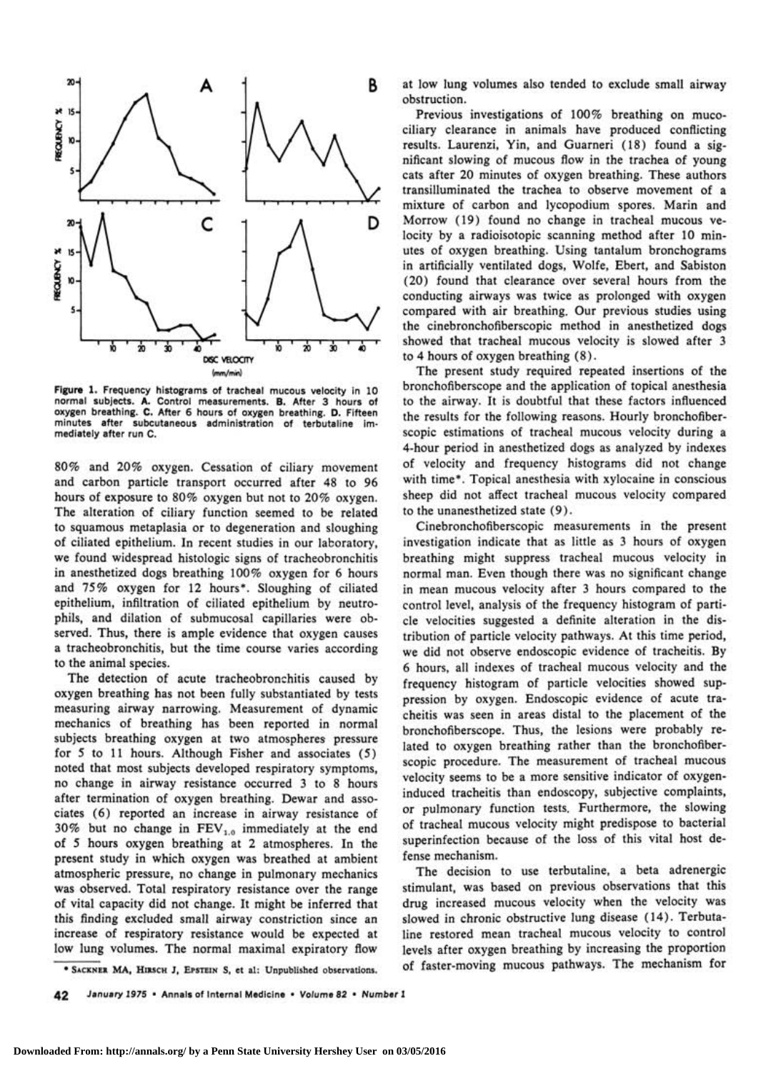Figure 1. Frequency histograms of tracheal mucous velocity in 10 normal subjects. A. Control measurements. B. After 3 hours of oxygen breathing. C. After 6 hours of oxygen breathing. D. Fifteen minutes after subcutaneous administration of terbutaline immediately after run C.

80% and 20% oxygen. Cessation of ciliary movement and carbon particle transport occurred after 48 to 96 hours of exposure to 80% oxygen but not to 20% oxygen. The alteration of ciliary function seemed to be related to squamous metaplasia or to degeneration and sloughing of ciliated epithelium. In recent studies in our laboratory, we found widespread histologic signs of tracheobronchitis in anesthetized dogs breathing 100% oxygen for 6 hours and 75% oxygen for 12 hours*. Sloughing of ciliated epithelium, infiltration of ciliated epithelium by neutrophils, and dilation of submucosal capillaries were observed. Thus, there is ample evidence that oxygen causes a tracheobronchitis, but the time course varies according to the animal species.

The detection of acute tracheobronchitis caused by oxygen breathing has not been fully substantiated by tests measuring airway narrowing. Measurement of dynamic mechanics of breathing has been reported in normal subjects breathing oxygen at two atmospheres pressure for 5 to 11 hours. Although Fisher and associates (5) noted that most subjects developed respiratory symptoms, no change in airway resistance occurred 3 to 8 hours after termination of oxygen breathing. Dewar and associates (6) reported an increase in airway resistance of 30% but no change in $FEV_{1.0}$ immediately at the end of 5 hours oxygen breathing at 2 atmospheres. In the present study in which oxygen was breathed at ambient atmospheric pressure, no change in pulmonary mechanics was observed. Total respiratory resistance over the range of vital capacity did not change. It might be inferred that this finding excluded small airway constriction since an increase of respiratory resistance would be expected at low lung volumes. The normal maximal expiratory flow at low lung volumes also tended to exclude small airway obstruction.

Previous investigations of 100% breathing on mucociliary clearance in animals have produced conflicting results. Laurenzi, Yin, and Guarneri (18) found a significant slowing of mucous flow in the trachea of young cats after 20 minutes of oxygen breathing. These authors transilluminated the trachea to observe movement of a mixture of carbon and lycopodium spores. Marin and Morrow (19) found no change in tracheal mucous velocity by a radioisotopic scanning method after 10 minutes of oxygen breathing. Using tantalum bronchograms in artificially ventilated dogs, Wolfe, Ebert, and Sabiston (20) found that clearance over several hours from the conducting airways was twice as prolonged with oxygen compared with air breathing. Our previous studies using the cinebronchofiberscopic method in anesthetized dogs showed that tracheal mucous velocity is slowed after 3 to 4 hours of oxygen breathing (8).

The present study required repeated insertions of the bronchofiberscope and the application of topical anesthesia to the airway. It is doubtful that these factors influenced the results for the following reasons. Hourly bronchofiberscopic estimations of tracheal mucous velocity during a 4-hour period in anesthetized dogs as analyzed by indexes of velocity and frequency histograms did not change with time*. Topical anesthesia with xylocaine in conscious sheep did not affect tracheal mucous velocity compared to the unanesthetized state (9).

Cinebronchofiberscopic measurements in the present investigation indicate that as little as 3 hours of oxygen breathing might suppress tracheal mucous velocity in normal man. Even though there was no significant change in mean mucous velocity after 3 hours compared to the control level, analysis of the frequency histogram of particle velocities suggested a definite alteration in the distribution of particle velocity pathways. At this time period, we did not observe endoscopic evidence of tracheitis. By 6 hours, all indexes of tracheal mucous velocity and the frequency histogram of particle velocities showed suppression by oxygen. Endoscopic evidence of acute tracheitis was seen in areas distal to the placement of the bronchofiberscope. Thus, the lesions were probably related to oxygen breathing rather than the bronchofiberscopic procedure. The measurement of tracheal mucous velocity seems to be a more sensitive indicator of oxygen-induced tracheitis than endoscopy, subjective complaints, or pulmonary function tests. Furthermore, the slowing of tracheal mucous velocity might predispose to bacterial superinfection because of the loss of this vital host defense mechanism.

The decision to use terbutaline, a beta adrenergic stimulant, was based on previous observations that this drug increased mucous velocity when the velocity was slowed in chronic obstructive lung disease (14). Terbutaline restored mean tracheal mucous velocity to control levels after oxygen breathing by increasing the proportion of faster-moving mucous pathways. The mechanism for

\* Sackner MA, Hirsch J, Epstein S, et al: Unpublished observations.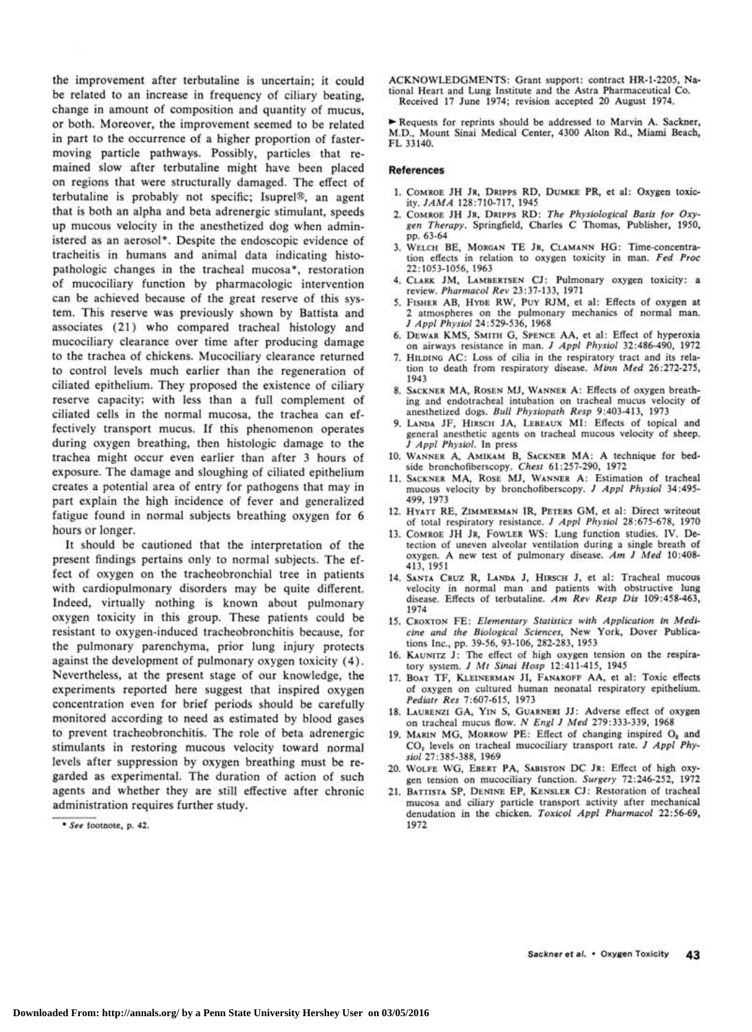the improvement after terbutaline is uncertain; it could be related to an increase in frequency of ciliary beating, change in amount of composition and quantity of mucus, or both. Moreover, the improvement seemed to be related in part to the occurrence of a higher proportion of faster-moving particle pathways. Possibly, particles that remained slow after terbutaline might have been placed on regions that were structurally damaged. The effect of terbutaline is probably not specific; Isuprel®, an agent that is both an alpha and beta adrenergic stimulant, speeds up mucous velocity in the anesthetized dog when administered as an aerosol*. Despite the endoscopic evidence of tracheitis in humans and animal data indicating histopathologic changes in the tracheal mucosa*, restoration of mucociliary function by pharmacologic intervention can be achieved because of the great reserve of this system. This reserve was previously shown by Battista and associates (21) who compared tracheal histology and mucociliary clearance over time after producing damage to the trachea of chickens. Mucociliary clearance returned to control levels much earlier than the regeneration of ciliated epithelium. They proposed the existence of ciliary reserve capacity; with less than a full complement of ciliated cells in the normal mucosa, the trachea can effectively transport mucus. If this phenomenon operates during oxygen breathing, then histologic damage to the trachea might occur even earlier than after 3 hours of exposure. The damage and sloughing of ciliated epithelium creates a potential area of entry for pathogens that may in part explain the high incidence of fever and generalized fatigue found in normal subjects breathing oxygen for 6 hours or longer.

It should be cautioned that the interpretation of the present findings pertains only to normal subjects. The effect of oxygen on the tracheobronchial tree in patients with cardiopulmonary disorders may be quite different. Indeed, virtually nothing is known about pulmonary oxygen toxicity in this group. These patients could be resistant to oxygen-induced tracheobronchitis because, for the pulmonary parenchyma, prior lung injury protects against the development of pulmonary oxygen toxicity (4). Nevertheless, at the present stage of our knowledge, the experiments reported here suggest that inspired oxygen concentration even for brief periods should be carefully monitored according to need as estimated by blood gases to prevent tracheobronchitis. The role of beta adrenergic stimulants in restoring mucous velocity toward normal levels after suppression by oxygen breathing must be regarded as experimental. The duration of action of such agents and whether they are still effective after chronic administration requires further study.

\* *See* footnote, p. 42.

ACKNOWLEDGMENTS: Grant support: contract HR-1-2205, National Heart and Lung Institute and the Astra Pharmaceutical Co.
Received 17 June 1974; revision accepted 20 August 1974.

► Requests for reprints should be addressed to Marvin A. Sackner, M.D., Mount Sinai Medical Center, 4300 Alton Rd., Miami Beach, FL 33140.

## References

1. Comroe JH Jr, Dripps RD, Dumke PR, et al: Oxygen toxicity. *JAMA* 128:710-717, 1945
2. Comroe JH Jr, Dripps RD: *The Physiological Basis for Oxygen Therapy*. Springfield, Charles C Thomas, Publisher, 1950, pp. 63-64
3. Welch BE, Morgan TE Jr, Clamann HG: Time-concentration effects in relation to oxygen toxicity in man. *Fed Proc* 22:1053-1056, 1963
4. Clark JM, Lambertsen CJ: Pulmonary oxygen toxicity: a review. *Pharmacol Rev* 23:37-133, 1971
5. Fisher AB, Hyde RW, Puy RJM, et al: Effects of oxygen at 2 atmospheres on the pulmonary mechanics of normal man. *J Appl Physiol* 24:529-536, 1968
6. Dewar KMS, Smith G, Spence AA, et al: Effect of hyperoxia on airways resistance in man. *J Appl Physiol* 32:486-490, 1972
7. Hilding AC: Loss of cilia in the respiratory tract and its relation to death from respiratory disease. *Minn Med* 26:272-275, 1943
8. Sackner MA, Rosen MJ, Wanner A: Effects of oxygen breathing and endotracheal intubation on tracheal mucus velocity of anesthetized dogs. *Bull Physiopath Resp* 9:403-413, 1973
9. Landa JF, Hirsch JA, Lebeaux MI: Effects of topical and general anesthetic agents on tracheal mucous velocity of sheep. *J Appl Physiol*. In press
10. Wanner A, Amikam B, Sackner MA: A technique for bedside bronchofiberscopy. *Chest* 61:257-290, 1972
11. Sackner MA, Rose MJ, Wanner A: Estimation of tracheal mucous velocity by bronchofiberscopy. *J Appl Physiol* 34:495-499, 1973
12. Hyatt RE, Zimmerman IR, Peters GM, et al: Direct writeout of total respiratory resistance. *J Appl Physiol* 28:675-678, 1970
13. Comroe JH Jr, Fowler WS: Lung function studies. IV. Detection of uneven alveolar ventilation during a single breath of oxygen. A new test of pulmonary disease. *Am J Med* 10:408-413, 1951
14. Santa Cruz R, Landa J, Hirsch J, et al: Tracheal mucous velocity in normal man and patients with obstructive lung disease. Effects of terbutaline. *Am Rev Resp Dis* 109:458-463, 1974
15. Croxton FE: *Elementary Statistics with Application in Medicine and the Biological Sciences*, New York, Dover Publications Inc., pp. 39-56, 93-106, 282-283, 1953
16. Kaunitz J: The effect of high oxygen tension on the respiratory system. *J Mt Sinai Hosp* 12:411-415, 1945
17. Boat TF, Kleinerman JI, Fanaroff AA, et al: Toxic effects of oxygen on cultured human neonatal respiratory epithelium. *Pediatr Res* 7:607-615, 1973
18. Laurenzi GA, Yin S, Guarneri JJ: Adverse effect of oxygen on tracheal mucus flow. *N Engl J Med* 279:333-339, 1968
19. Marin MG, Morrow PE: Effect of changing inspired $O_2$ and $CO_2$ levels on tracheal mucociliary transport rate. *J Appl Physiol* 27:385-388, 1969
20. Wolfe WG, Ebert PA, Sabiston DC Jr: Effect of high oxygen tension on mucociliary function. *Surgery* 72:246-252, 1972
21. Battista SP, Denine EP, Kensler CJ: Restoration of tracheal mucosa and ciliary particle transport activity after mechanical denudation in the chicken. *Toxicol Appl Pharmacol* 22:56-69, 1972